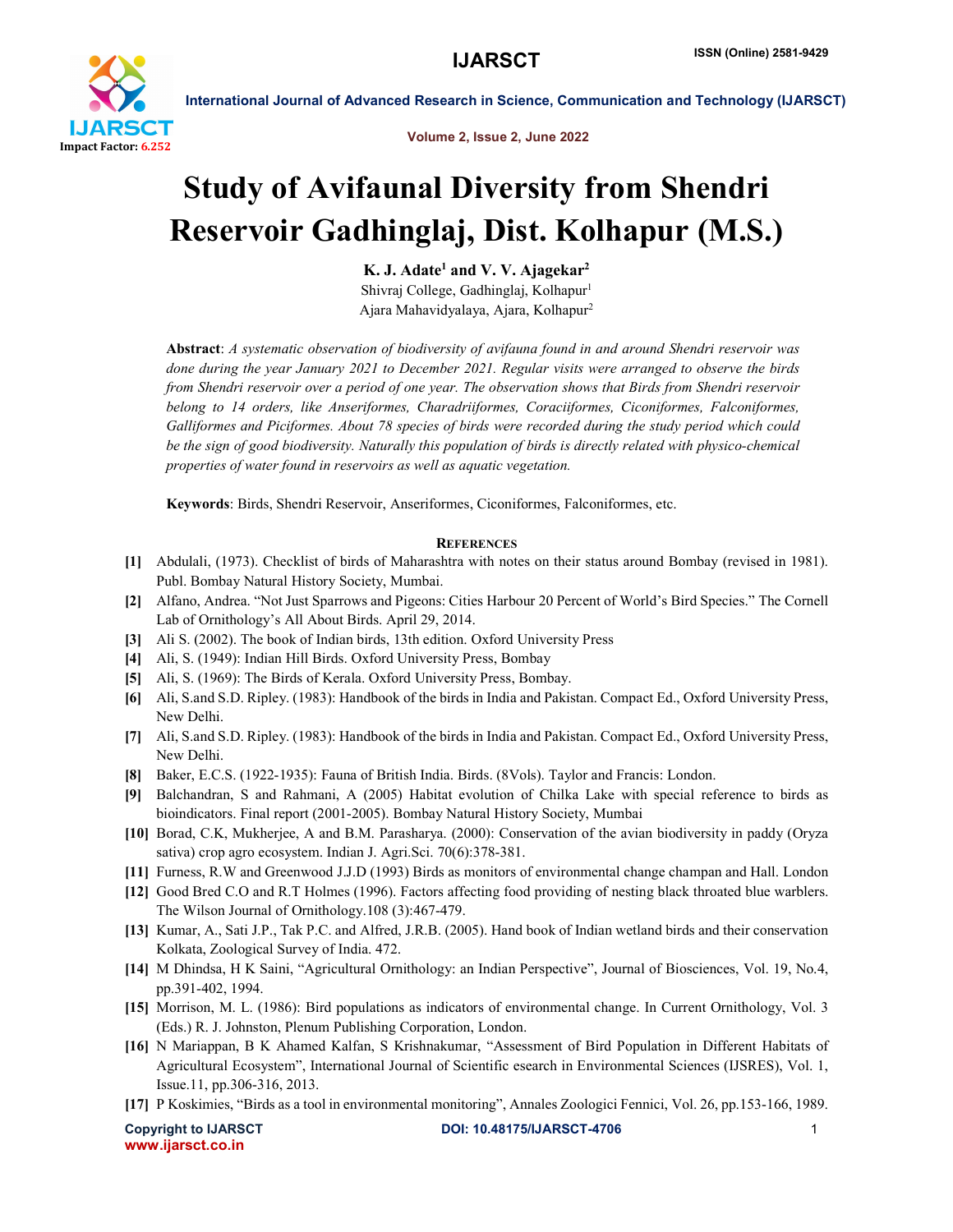# Study of Avifaunal Diversity from Shendri Reservoir Gadhinglaj, Dist. Kolhapur (M.S.)

**K. J. Adate[1] and V. V. Ajagekar[2]**

Shivraj College, Gadhinglaj, Kolhapur[1]

Ajara Mahavidyalaya, Ajara, Kolhapur[2]

**Abstract**: *A systematic observation of biodiversity of avifauna found in and around Shendri reservoir was done during the year January 2021 to December 2021. Regular visits were arranged to observe the birds from Shendri reservoir over a period of one year. The observation shows that Birds from Shendri reservoir belong to 14 orders, like Anseriformes, Charadriiformes, Coraciiformes, Ciconiformes, Falconiformes, Galliformes and Piciformes. About 78 species of birds were recorded during the study period which could be the sign of good biodiversity. Naturally this population of birds is directly related with physico-chemical properties of water found in reservoirs as well as aquatic vegetation.*

**Keywords**: Birds, Shendri Reservoir, Anseriformes, Ciconiformes, Falconiformes, etc.

## References

[1] Abdulali, (1973). Checklist of birds of Maharashtra with notes on their status around Bombay (revised in 1981). Publ. Bombay Natural History Society, Mumbai.

[2] Alfano, Andrea. "Not Just Sparrows and Pigeons: Cities Harbour 20 Percent of World's Bird Species." The Cornell Lab of Ornithology's All About Birds. April 29, 2014.

[3] Ali S. (2002). The book of Indian birds, 13th edition. Oxford University Press

[4] Ali, S. (1949): Indian Hill Birds. Oxford University Press, Bombay

[5] Ali, S. (1969): The Birds of Kerala. Oxford University Press, Bombay.

[6] Ali, S.and S.D. Ripley. (1983): Handbook of the birds in India and Pakistan. Compact Ed., Oxford University Press, New Delhi.

[7] Ali, S.and S.D. Ripley. (1983): Handbook of the birds in India and Pakistan. Compact Ed., Oxford University Press, New Delhi.

[8] Baker, E.C.S. (1922-1935): Fauna of British India. Birds. (8Vols). Taylor and Francis: London.

[9] Balchandran, S and Rahmani, A (2005) Habitat evolution of Chilka Lake with special reference to birds as bioindicators. Final report (2001-2005). Bombay Natural History Society, Mumbai

[10] Borad, C.K, Mukherjee, A and B.M. Parasharya. (2000): Conservation of the avian biodiversity in paddy (Oryza sativa) crop agro ecosystem. Indian J. Agri.Sci. 70(6):378-381.

[11] Furness, R.W and Greenwood J.J.D (1993) Birds as monitors of environmental change champan and Hall. London

[12] Good Bred C.O and R.T Holmes (1996). Factors affecting food providing of nesting black throated blue warblers. The Wilson Journal of Ornithology.108 (3):467-479.

[13] Kumar, A., Sati J.P., Tak P.C. and Alfred, J.R.B. (2005). Hand book of Indian wetland birds and their conservation Kolkata, Zoological Survey of India. 472.

[14] M Dhindsa, H K Saini, "Agricultural Ornithology: an Indian Perspective", Journal of Biosciences, Vol. 19, No.4, pp.391-402, 1994.

[15] Morrison, M. L. (1986): Bird populations as indicators of environmental change. In Current Ornithology, Vol. 3 (Eds.) R. J. Johnston, Plenum Publishing Corporation, London.

[16] N Mariappan, B K Ahamed Kalfan, S Krishnakumar, "Assessment of Bird Population in Different Habitats of Agricultural Ecosystem", International Journal of Scientific esearch in Environmental Sciences (IJSRES), Vol. 1, Issue.11, pp.306-316, 2013.

[17] P Koskimies, "Birds as a tool in environmental monitoring", Annales Zoologici Fennici, Vol. 26, pp.153-166, 1989.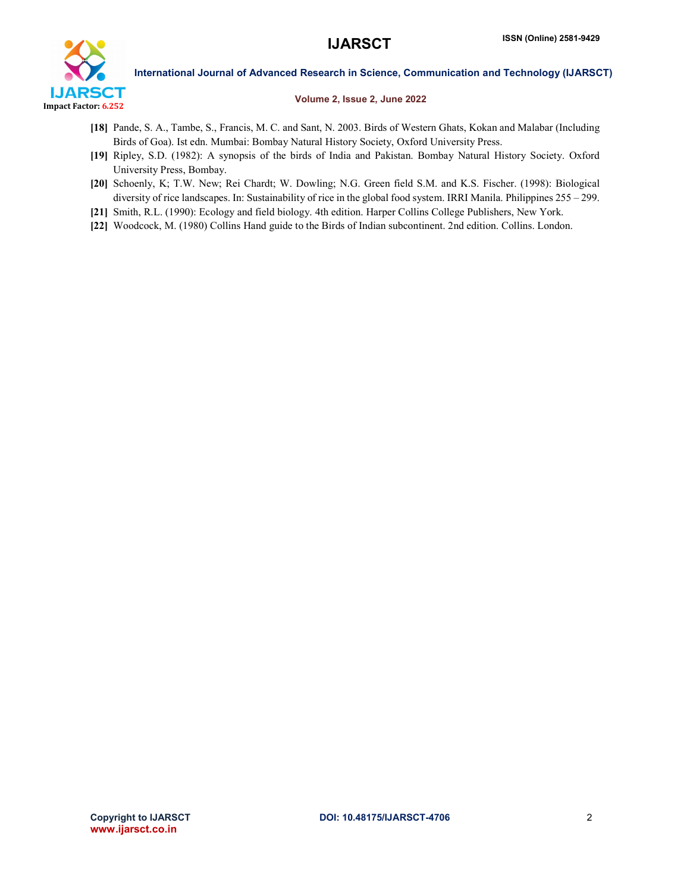- **[18]** Pande, S. A., Tambe, S., Francis, M. C. and Sant, N. 2003. Birds of Western Ghats, Kokan and Malabar (Including Birds of Goa). Ist edn. Mumbai: Bombay Natural History Society, Oxford University Press.
- **[19]** Ripley, S.D. (1982): A synopsis of the birds of India and Pakistan. Bombay Natural History Society. Oxford University Press, Bombay.
- **[20]** Schoenly, K; T.W. New; Rei Chardt; W. Dowling; N.G. Green field S.M. and K.S. Fischer. (1998): Biological diversity of rice landscapes. In: Sustainability of rice in the global food system. IRRI Manila. Philippines 255 – 299.
- **[21]** Smith, R.L. (1990): Ecology and field biology. 4th edition. Harper Collins College Publishers, New York.
- **[22]** Woodcock, M. (1980) Collins Hand guide to the Birds of Indian subcontinent. 2nd edition. Collins. London.